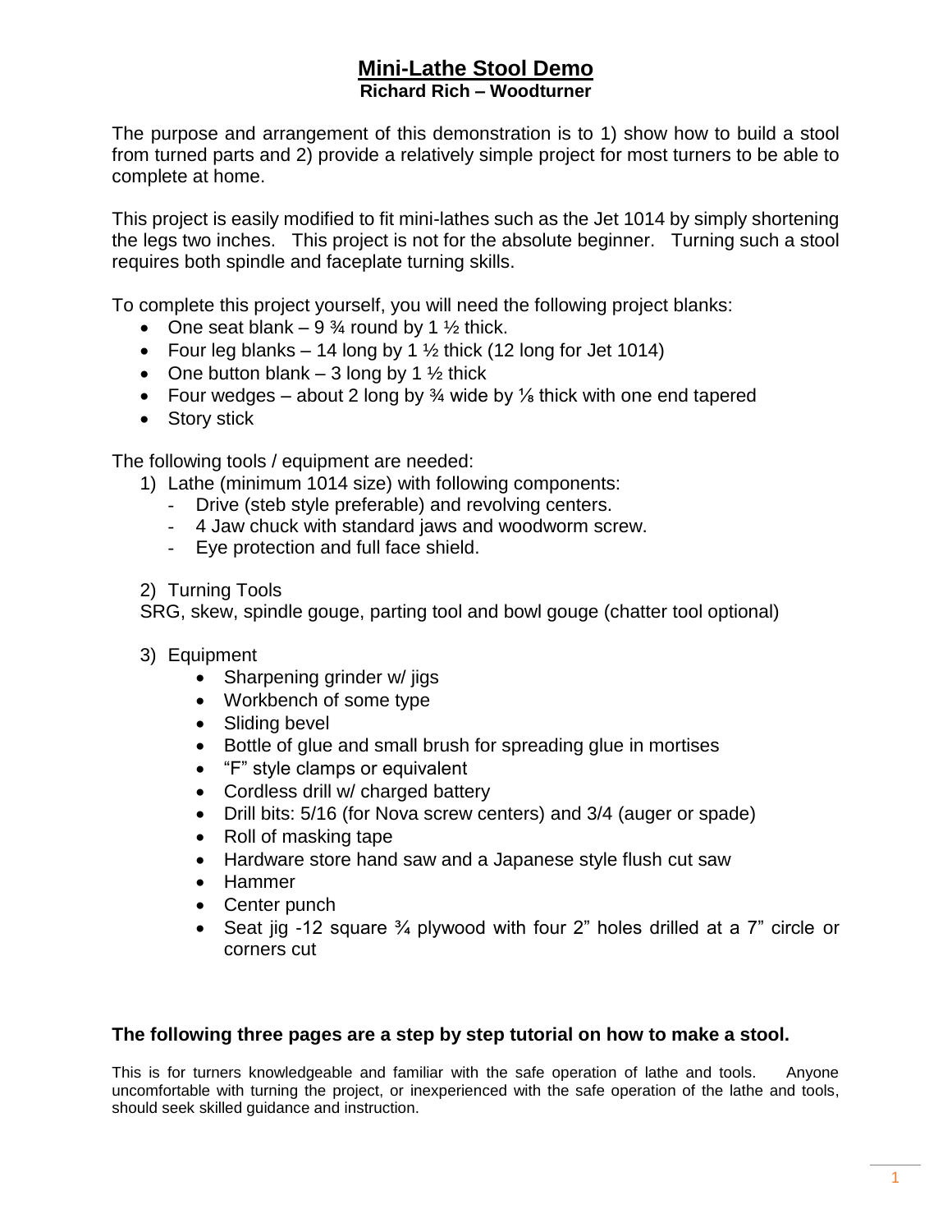# Mini-Lathe Stool Demo

**Richard Rich – Woodturner**

The purpose and arrangement of this demonstration is to 1) show how to build a stool from turned parts and 2) provide a relatively simple project for most turners to be able to complete at home.

This project is easily modified to fit mini-lathes such as the Jet 1014 by simply shortening the legs two inches. This project is not for the absolute beginner. Turning such a stool requires both spindle and faceplate turning skills.

To complete this project yourself, you will need the following project blanks:

- One seat blank – 9 ¾ round by 1 ½ thick.
- Four leg blanks – 14 long by 1 ½ thick (12 long for Jet 1014)
- One button blank – 3 long by 1 ½ thick
- Four wedges – about 2 long by ¾ wide by ⅛ thick with one end tapered
- Story stick

The following tools / equipment are needed:

1) Lathe (minimum 1014 size) with following components:
   - Drive (steb style preferable) and revolving centers.
   - 4 Jaw chuck with standard jaws and woodworm screw.
   - Eye protection and full face shield.

2) Turning Tools

   SRG, skew, spindle gouge, parting tool and bowl gouge (chatter tool optional)

3) Equipment
   - Sharpening grinder w/ jigs
   - Workbench of some type
   - Sliding bevel
   - Bottle of glue and small brush for spreading glue in mortises
   - "F" style clamps or equivalent
   - Cordless drill w/ charged battery
   - Drill bits: 5/16 (for Nova screw centers) and 3/4 (auger or spade)
   - Roll of masking tape
   - Hardware store hand saw and a Japanese style flush cut saw
   - Hammer
   - Center punch
   - Seat jig -12 square ¾ plywood with four 2" holes drilled at a 7" circle or corners cut

**The following three pages are a step by step tutorial on how to make a stool.**

This is for turners knowledgeable and familiar with the safe operation of lathe and tools. Anyone uncomfortable with turning the project, or inexperienced with the safe operation of the lathe and tools, should seek skilled guidance and instruction.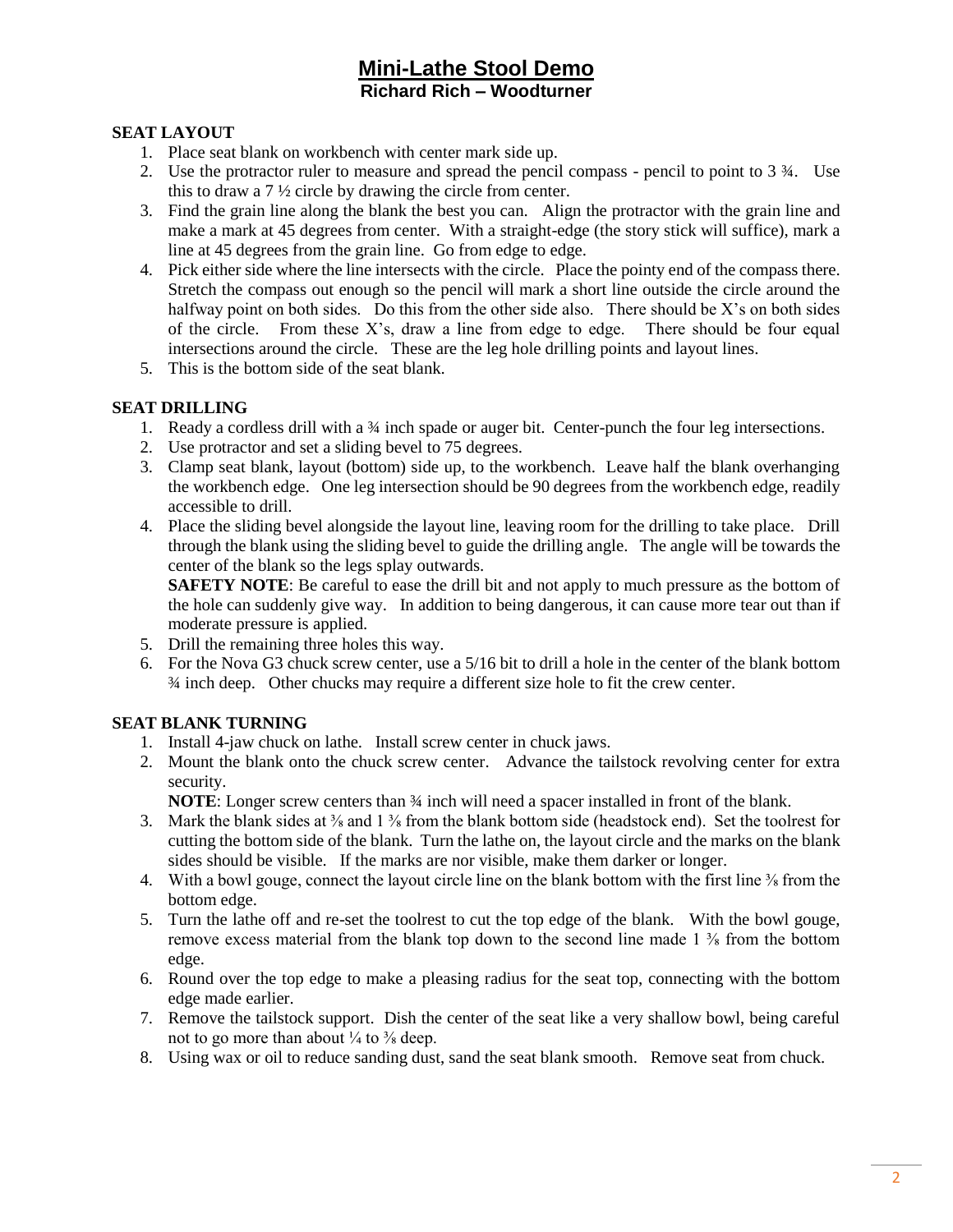# Mini-Lathe Stool Demo

## Richard Rich – Woodturner

### SEAT LAYOUT

1. Place seat blank on workbench with center mark side up.
2. Use the protractor ruler to measure and spread the pencil compass - pencil to point to 3 ¾. Use this to draw a 7 ½ circle by drawing the circle from center.
3. Find the grain line along the blank the best you can. Align the protractor with the grain line and make a mark at 45 degrees from center. With a straight-edge (the story stick will suffice), mark a line at 45 degrees from the grain line. Go from edge to edge.
4. Pick either side where the line intersects with the circle. Place the pointy end of the compass there. Stretch the compass out enough so the pencil will mark a short line outside the circle around the halfway point on both sides. Do this from the other side also. There should be X's on both sides of the circle. From these X's, draw a line from edge to edge. There should be four equal intersections around the circle. These are the leg hole drilling points and layout lines.
5. This is the bottom side of the seat blank.

### SEAT DRILLING

1. Ready a cordless drill with a ¾ inch spade or auger bit. Center-punch the four leg intersections.
2. Use protractor and set a sliding bevel to 75 degrees.
3. Clamp seat blank, layout (bottom) side up, to the workbench. Leave half the blank overhanging the workbench edge. One leg intersection should be 90 degrees from the workbench edge, readily accessible to drill.
4. Place the sliding bevel alongside the layout line, leaving room for the drilling to take place. Drill through the blank using the sliding bevel to guide the drilling angle. The angle will be towards the center of the blank so the legs splay outwards.

   **SAFETY NOTE**: Be careful to ease the drill bit and not apply to much pressure as the bottom of the hole can suddenly give way. In addition to being dangerous, it can cause more tear out than if moderate pressure is applied.
5. Drill the remaining three holes this way.
6. For the Nova G3 chuck screw center, use a 5/16 bit to drill a hole in the center of the blank bottom ¾ inch deep. Other chucks may require a different size hole to fit the crew center.

### SEAT BLANK TURNING

1. Install 4-jaw chuck on lathe. Install screw center in chuck jaws.
2. Mount the blank onto the chuck screw center. Advance the tailstock revolving center for extra security.

   **NOTE**: Longer screw centers than ¾ inch will need a spacer installed in front of the blank.
3. Mark the blank sides at ⅜ and 1 ⅜ from the blank bottom side (headstock end). Set the toolrest for cutting the bottom side of the blank. Turn the lathe on, the layout circle and the marks on the blank sides should be visible. If the marks are nor visible, make them darker or longer.
4. With a bowl gouge, connect the layout circle line on the blank bottom with the first line ⅜ from the bottom edge.
5. Turn the lathe off and re-set the toolrest to cut the top edge of the blank. With the bowl gouge, remove excess material from the blank top down to the second line made 1 ⅜ from the bottom edge.
6. Round over the top edge to make a pleasing radius for the seat top, connecting with the bottom edge made earlier.
7. Remove the tailstock support. Dish the center of the seat like a very shallow bowl, being careful not to go more than about ¼ to ⅜ deep.
8. Using wax or oil to reduce sanding dust, sand the seat blank smooth. Remove seat from chuck.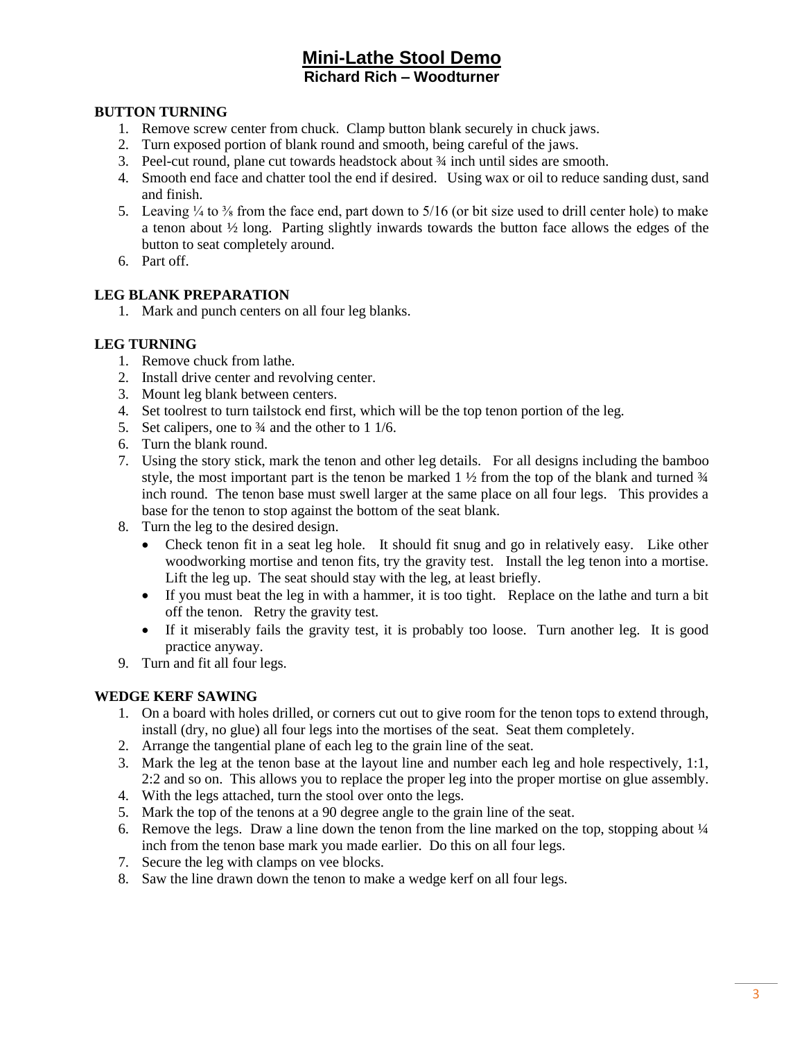# Mini-Lathe Stool Demo

## Richard Rich – Woodturner

### BUTTON TURNING

1. Remove screw center from chuck. Clamp button blank securely in chuck jaws.
2. Turn exposed portion of blank round and smooth, being careful of the jaws.
3. Peel-cut round, plane cut towards headstock about ¾ inch until sides are smooth.
4. Smooth end face and chatter tool the end if desired. Using wax or oil to reduce sanding dust, sand and finish.
5. Leaving ¼ to ⅜ from the face end, part down to 5/16 (or bit size used to drill center hole) to make a tenon about ½ long. Parting slightly inwards towards the button face allows the edges of the button to seat completely around.
6. Part off.

### LEG BLANK PREPARATION

1. Mark and punch centers on all four leg blanks.

### LEG TURNING

1. Remove chuck from lathe.
2. Install drive center and revolving center.
3. Mount leg blank between centers.
4. Set toolrest to turn tailstock end first, which will be the top tenon portion of the leg.
5. Set calipers, one to ¾ and the other to 1 1/6.
6. Turn the blank round.
7. Using the story stick, mark the tenon and other leg details. For all designs including the bamboo style, the most important part is the tenon be marked 1 ½ from the top of the blank and turned ¾ inch round. The tenon base must swell larger at the same place on all four legs. This provides a base for the tenon to stop against the bottom of the seat blank.
8. Turn the leg to the desired design.
   - Check tenon fit in a seat leg hole. It should fit snug and go in relatively easy. Like other woodworking mortise and tenon fits, try the gravity test. Install the leg tenon into a mortise. Lift the leg up. The seat should stay with the leg, at least briefly.
   - If you must beat the leg in with a hammer, it is too tight. Replace on the lathe and turn a bit off the tenon. Retry the gravity test.
   - If it miserably fails the gravity test, it is probably too loose. Turn another leg. It is good practice anyway.
9. Turn and fit all four legs.

### WEDGE KERF SAWING

1. On a board with holes drilled, or corners cut out to give room for the tenon tops to extend through, install (dry, no glue) all four legs into the mortises of the seat. Seat them completely.
2. Arrange the tangential plane of each leg to the grain line of the seat.
3. Mark the leg at the tenon base at the layout line and number each leg and hole respectively, 1:1, 2:2 and so on. This allows you to replace the proper leg into the proper mortise on glue assembly.
4. With the legs attached, turn the stool over onto the legs.
5. Mark the top of the tenons at a 90 degree angle to the grain line of the seat.
6. Remove the legs. Draw a line down the tenon from the line marked on the top, stopping about ¼ inch from the tenon base mark you made earlier. Do this on all four legs.
7. Secure the leg with clamps on vee blocks.
8. Saw the line drawn down the tenon to make a wedge kerf on all four legs.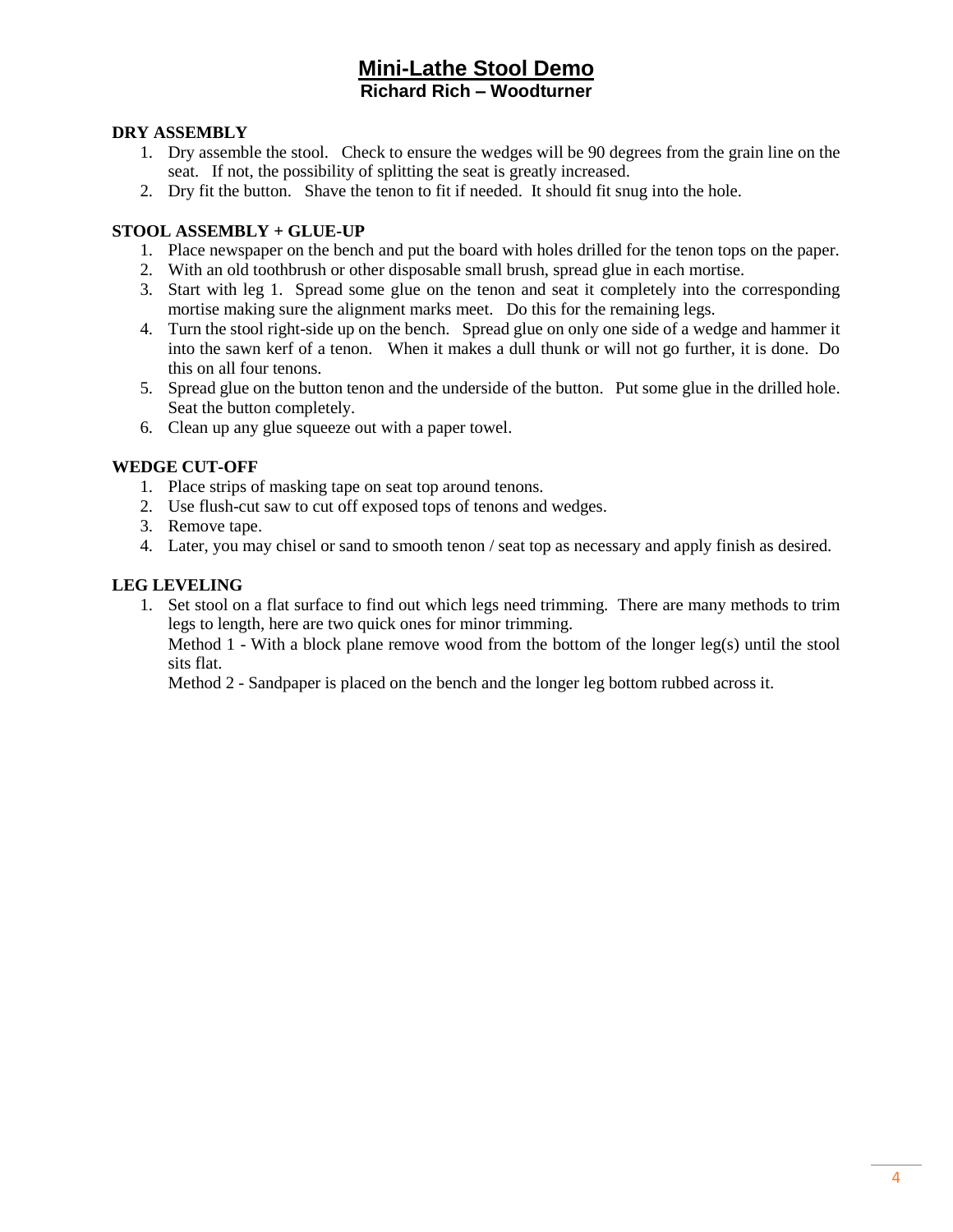# Mini-Lathe Stool Demo

**Richard Rich – Woodturner**

**DRY ASSEMBLY**

1. Dry assemble the stool. Check to ensure the wedges will be 90 degrees from the grain line on the seat. If not, the possibility of splitting the seat is greatly increased.
2. Dry fit the button. Shave the tenon to fit if needed. It should fit snug into the hole.

**STOOL ASSEMBLY + GLUE-UP**

1. Place newspaper on the bench and put the board with holes drilled for the tenon tops on the paper.
2. With an old toothbrush or other disposable small brush, spread glue in each mortise.
3. Start with leg 1. Spread some glue on the tenon and seat it completely into the corresponding mortise making sure the alignment marks meet. Do this for the remaining legs.
4. Turn the stool right-side up on the bench. Spread glue on only one side of a wedge and hammer it into the sawn kerf of a tenon. When it makes a dull thunk or will not go further, it is done. Do this on all four tenons.
5. Spread glue on the button tenon and the underside of the button. Put some glue in the drilled hole. Seat the button completely.
6. Clean up any glue squeeze out with a paper towel.

**WEDGE CUT-OFF**

1. Place strips of masking tape on seat top around tenons.
2. Use flush-cut saw to cut off exposed tops of tenons and wedges.
3. Remove tape.
4. Later, you may chisel or sand to smooth tenon / seat top as necessary and apply finish as desired.

**LEG LEVELING**

1. Set stool on a flat surface to find out which legs need trimming. There are many methods to trim legs to length, here are two quick ones for minor trimming.

   Method 1 - With a block plane remove wood from the bottom of the longer leg(s) until the stool sits flat.

   Method 2 - Sandpaper is placed on the bench and the longer leg bottom rubbed across it.